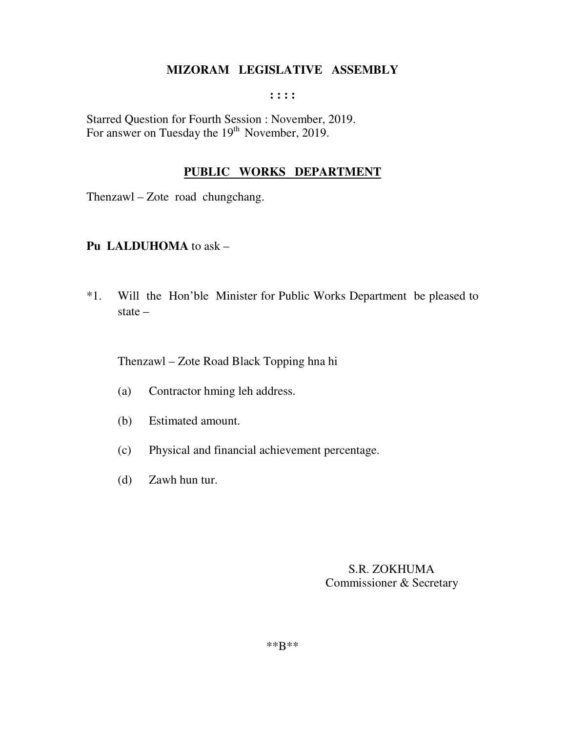# MIZORAM LEGISLATIVE ASSEMBLY

: : : :

Starred Question for Fourth Session : November, 2019.
For answer on Tuesday the 19th November, 2019.

## PUBLIC WORKS DEPARTMENT

Thenzawl – Zote road chungchang.

**Pu LALDUHOMA** to ask –

*1. Will the Hon'ble Minister for Public Works Department be pleased to state –

Thenzawl – Zote Road Black Topping hna hi

(a) Contractor hming leh address.

(b) Estimated amount.

(c) Physical and financial achievement percentage.

(d) Zawh hun tur.

S.R. ZOKHUMA
Commissioner & Secretary

**B**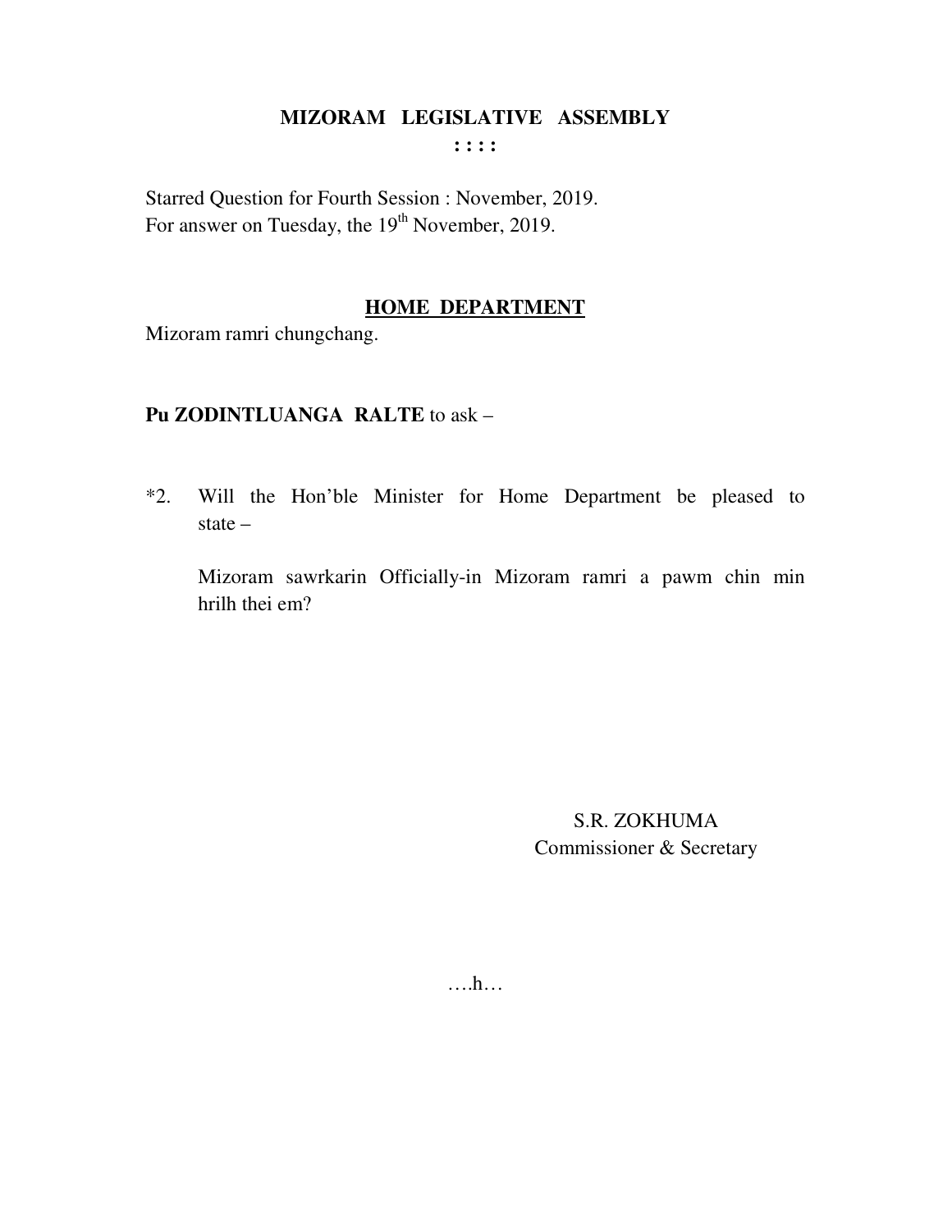# MIZORAM LEGISLATIVE ASSEMBLY

**: : : :**

Starred Question for Fourth Session : November, 2019.
For answer on Tuesday, the 19th November, 2019.

## HOME DEPARTMENT

Mizoram ramri chungchang.

**Pu ZODINTLUANGA RALTE** to ask –

*2. Will the Hon'ble Minister for Home Department be pleased to state –

Mizoram sawrkarin Officially-in Mizoram ramri a pawm chin min hrilh thei em?

S.R. ZOKHUMA
Commissioner & Secretary

….h…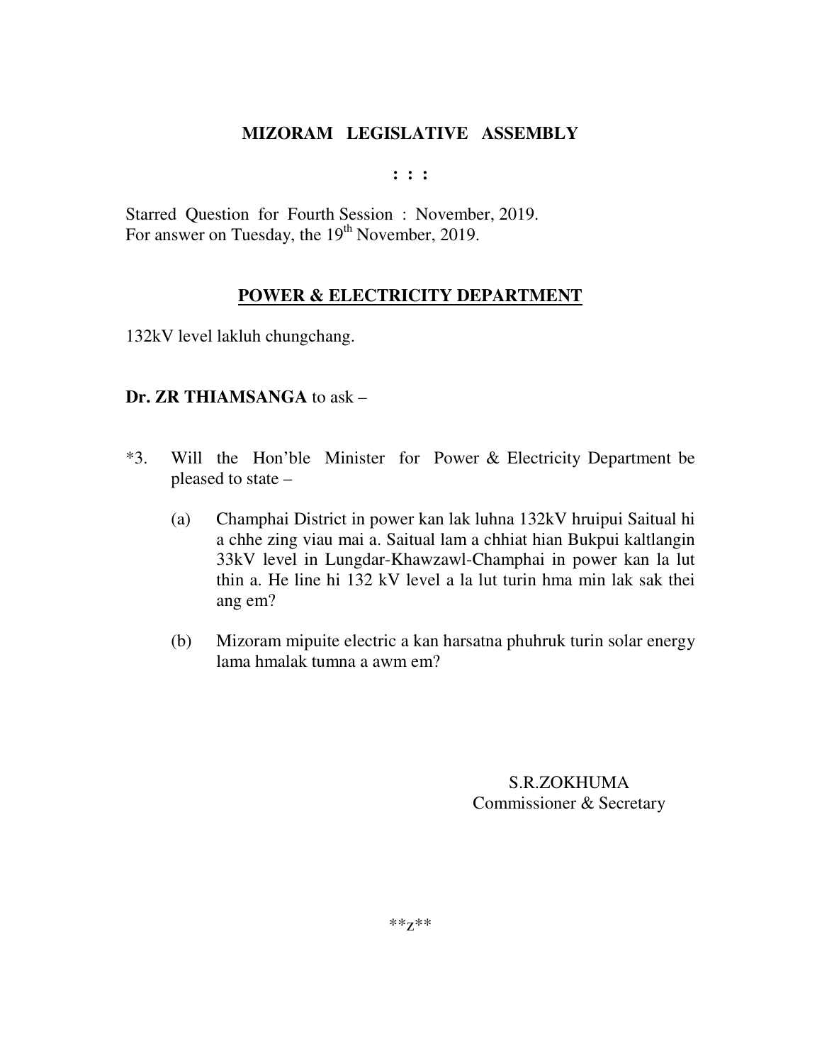# MIZORAM LEGISLATIVE ASSEMBLY

: : :

Starred Question for Fourth Session : November, 2019.
For answer on Tuesday, the 19th November, 2019.

## POWER & ELECTRICITY DEPARTMENT

132kV level lakluh chungchang.

**Dr. ZR THIAMSANGA** to ask –

*3. Will the Hon'ble Minister for Power & Electricity Department be pleased to state –

(a) Champhai District in power kan lak luhna 132kV hruipui Saitual hi a chhe zing viau mai a. Saitual lam a chhiat hian Bukpui kaltlangin 33kV level in Lungdar-Khawzawl-Champhai in power kan la lut thin a. He line hi 132 kV level a la lut turin hma min lak sak thei ang em?

(b) Mizoram mipuite electric a kan harsatna phuhruk turin solar energy lama hmalak tumna a awm em?

S.R.ZOKHUMA
Commissioner & Secretary

**z**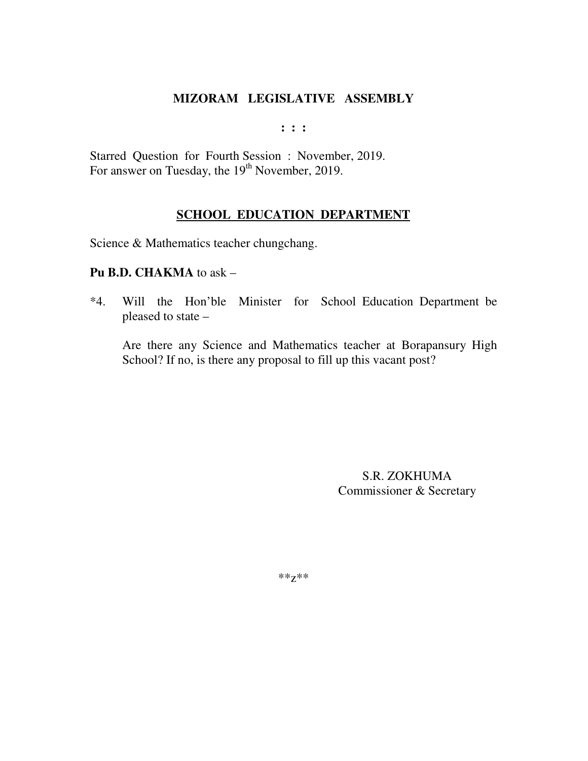# MIZORAM LEGISLATIVE ASSEMBLY

: : :

Starred Question for Fourth Session : November, 2019.
For answer on Tuesday, the 19th November, 2019.

## SCHOOL EDUCATION DEPARTMENT

Science & Mathematics teacher chungchang.

**Pu B.D. CHAKMA** to ask –

*4. Will the Hon'ble Minister for School Education Department be pleased to state –

Are there any Science and Mathematics teacher at Borapansury High School? If no, is there any proposal to fill up this vacant post?

S.R. ZOKHUMA
Commissioner & Secretary

**z**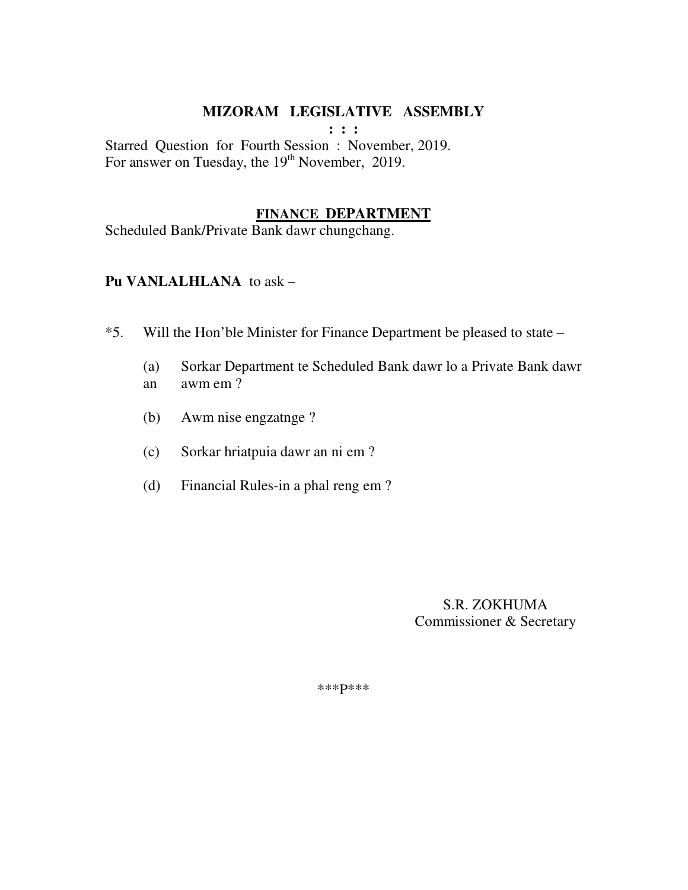**MIZORAM LEGISLATIVE ASSEMBLY**

**: : :**

Starred Question for Fourth Session : November, 2019.
For answer on Tuesday, the 19th November, 2019.

**FINANCE DEPARTMENT**

Scheduled Bank/Private Bank dawr chungchang.

**Pu VANLALHLANA** to ask –

*5. Will the Hon'ble Minister for Finance Department be pleased to state –

(a) Sorkar Department te Scheduled Bank dawr lo a Private Bank dawr an awm em ?

(b) Awm nise engzatnge ?

(c) Sorkar hriatpuia dawr an ni em ?

(d) Financial Rules-in a phal reng em ?

S.R. ZOKHUMA
Commissioner & Secretary

***P***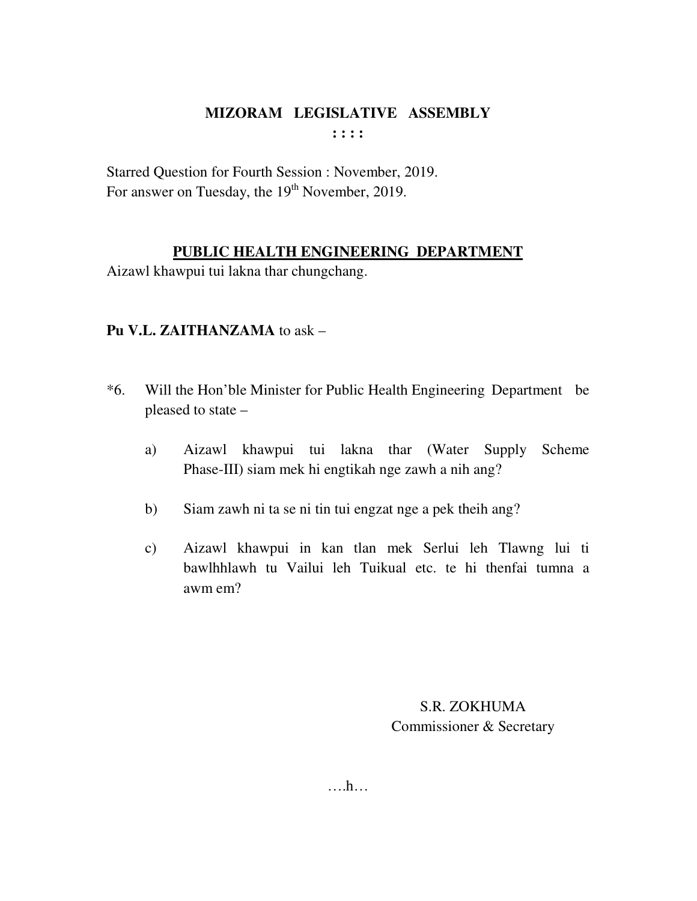# MIZORAM LEGISLATIVE ASSEMBLY

: : : :

Starred Question for Fourth Session : November, 2019.
For answer on Tuesday, the 19th November, 2019.

## PUBLIC HEALTH ENGINEERING DEPARTMENT

Aizawl khawpui tui lakna thar chungchang.

**Pu V.L. ZAITHANZAMA** to ask –

*6. Will the Hon'ble Minister for Public Health Engineering Department be pleased to state –

a) Aizawl khawpui tui lakna thar (Water Supply Scheme Phase-III) siam mek hi engtikah nge zawh a nih ang?

b) Siam zawh ni ta se ni tin tui engzat nge a pek theih ang?

c) Aizawl khawpui in kan tlan mek Serlui leh Tlawng lui ti bawlhhlawh tu Vailui leh Tuikual etc. te hi thenfai tumna a awm em?

S.R. ZOKHUMA
Commissioner & Secretary

….h…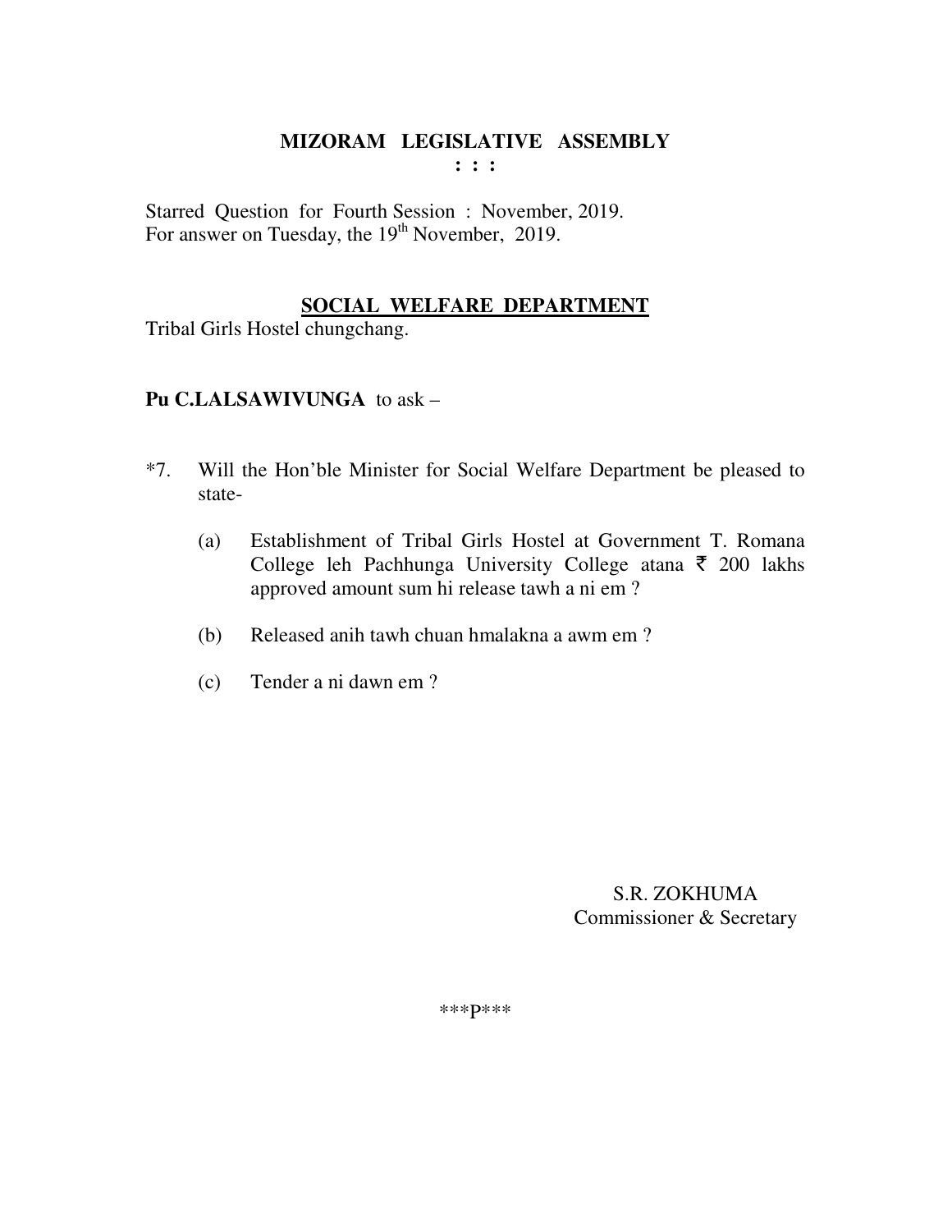**MIZORAM LEGISLATIVE ASSEMBLY**
**: : :**

Starred Question for Fourth Session : November, 2019.
For answer on Tuesday, the 19th November, 2019.

**SOCIAL WELFARE DEPARTMENT**

Tribal Girls Hostel chungchang.

**Pu C.LALSAWIVUNGA** to ask –

*7. Will the Hon'ble Minister for Social Welfare Department be pleased to state-

(a) Establishment of Tribal Girls Hostel at Government T. Romana College leh Pachhunga University College atana ₹ 200 lakhs approved amount sum hi release tawh a ni em ?

(b) Released anih tawh chuan hmalakna a awm em ?

(c) Tender a ni dawn em ?

S.R. ZOKHUMA
Commissioner & Secretary

***P***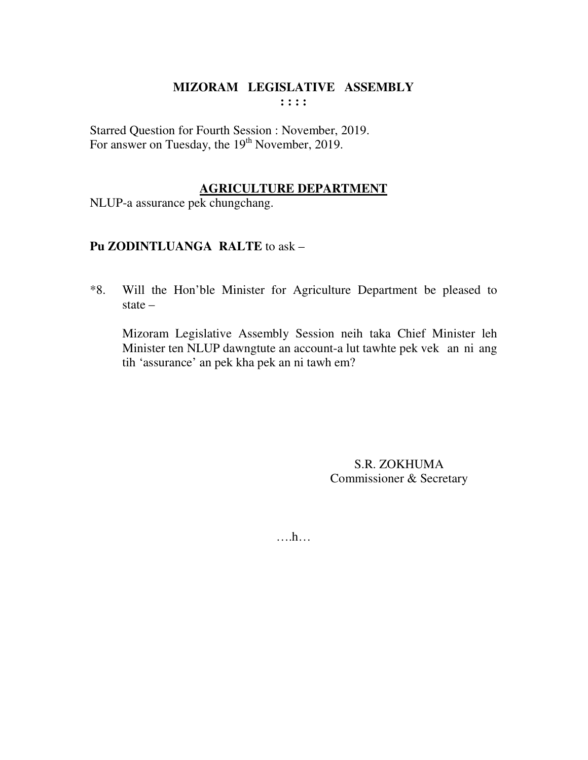**MIZORAM LEGISLATIVE ASSEMBLY**
**: : : :**

Starred Question for Fourth Session : November, 2019.
For answer on Tuesday, the 19th November, 2019.

**AGRICULTURE DEPARTMENT**

NLUP-a assurance pek chungchang.

**Pu ZODINTLUANGA RALTE** to ask –

*8. Will the Hon'ble Minister for Agriculture Department be pleased to state –

Mizoram Legislative Assembly Session neih taka Chief Minister leh Minister ten NLUP dawngtute an account-a lut tawhte pek vek an ni ang tih 'assurance' an pek kha pek an ni tawh em?

S.R. ZOKHUMA
Commissioner & Secretary

….h…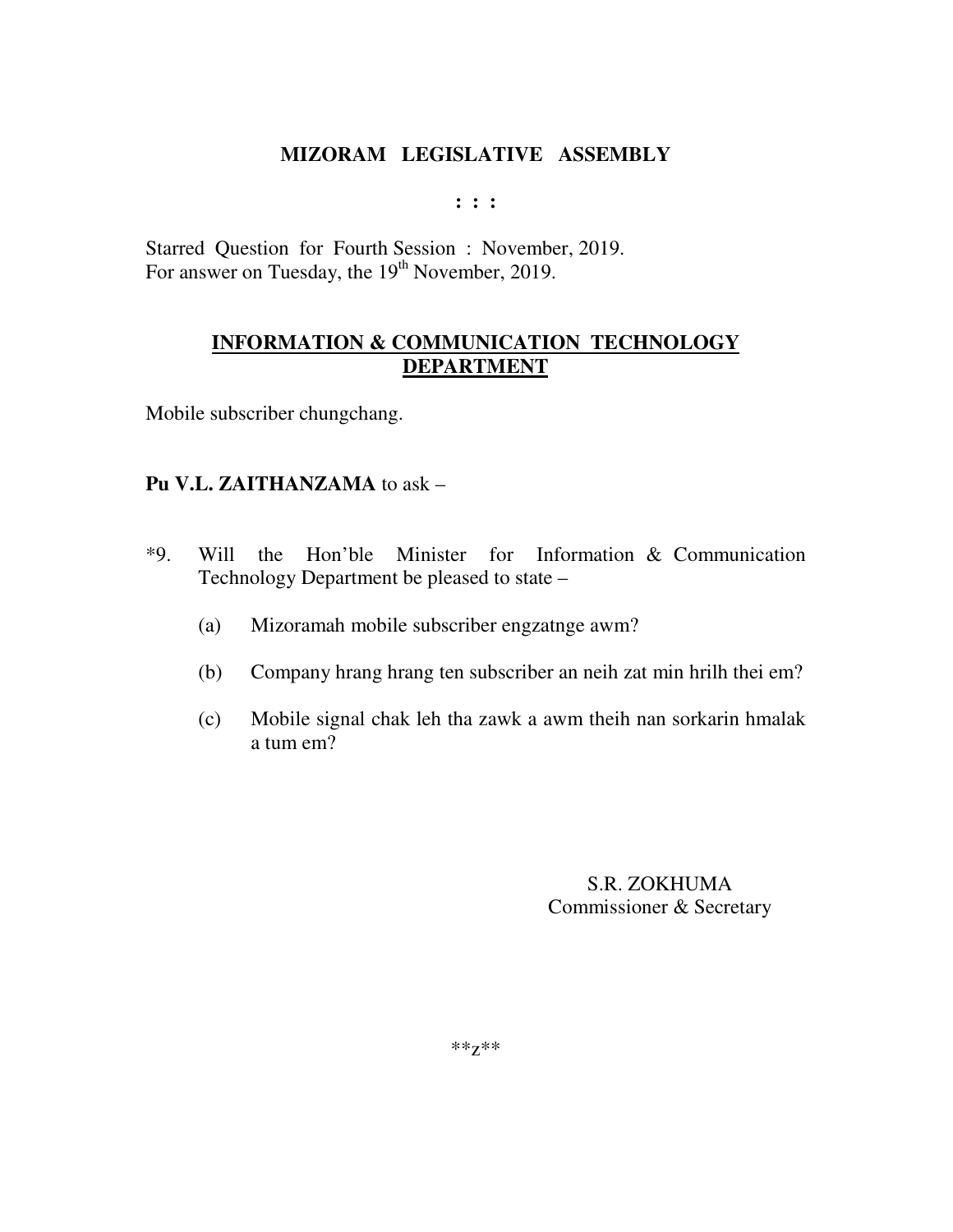**MIZORAM LEGISLATIVE ASSEMBLY**

**: : :**

Starred Question for Fourth Session : November, 2019.
For answer on Tuesday, the 19th November, 2019.

**INFORMATION & COMMUNICATION TECHNOLOGY DEPARTMENT**

Mobile subscriber chungchang.

**Pu V.L. ZAITHANZAMA** to ask –

*9. Will the Hon'ble Minister for Information & Communication Technology Department be pleased to state –

(a) Mizoramah mobile subscriber engzatnge awm?

(b) Company hrang hrang ten subscriber an neih zat min hrilh thei em?

(c) Mobile signal chak leh tha zawk a awm theih nan sorkarin hmalak a tum em?

S.R. ZOKHUMA
Commissioner & Secretary

**z**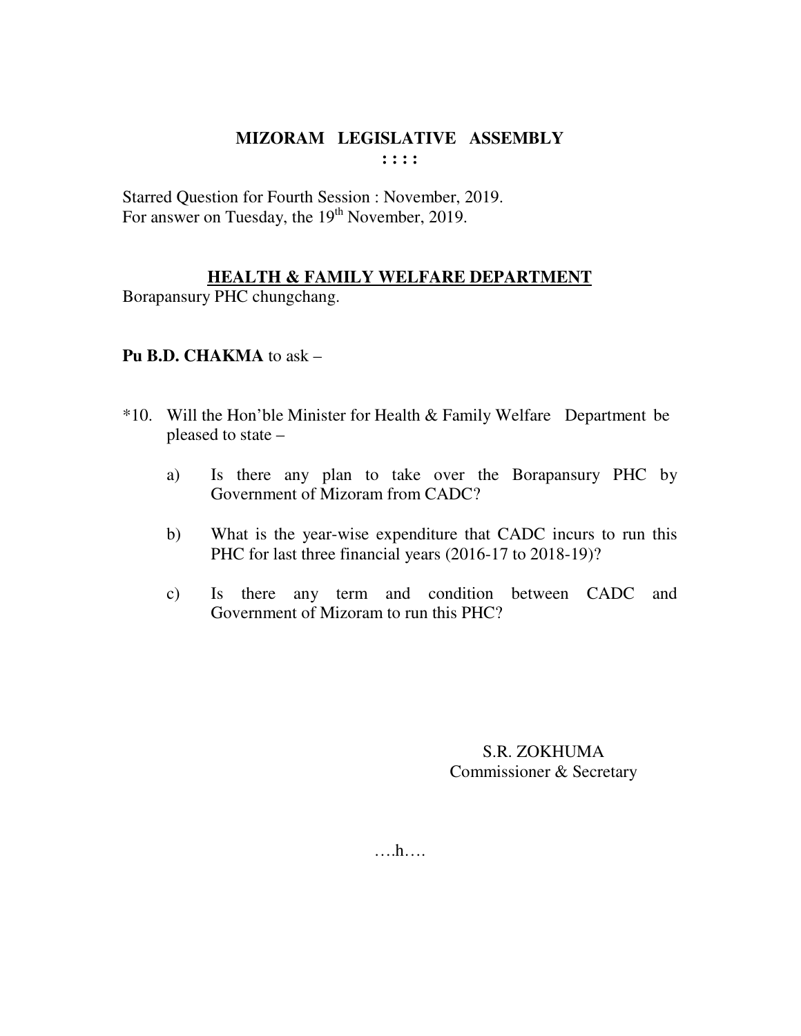# MIZORAM LEGISLATIVE ASSEMBLY

**: : : :**

Starred Question for Fourth Session : November, 2019.
For answer on Tuesday, the 19th November, 2019.

## HEALTH & FAMILY WELFARE DEPARTMENT

Borapansury PHC chungchang.

**Pu B.D. CHAKMA** to ask –

*10. Will the Hon'ble Minister for Health & Family Welfare Department be pleased to state –

a) Is there any plan to take over the Borapansury PHC by Government of Mizoram from CADC?

b) What is the year-wise expenditure that CADC incurs to run this PHC for last three financial years (2016-17 to 2018-19)?

c) Is there any term and condition between CADC and Government of Mizoram to run this PHC?

S.R. ZOKHUMA
Commissioner & Secretary

….h….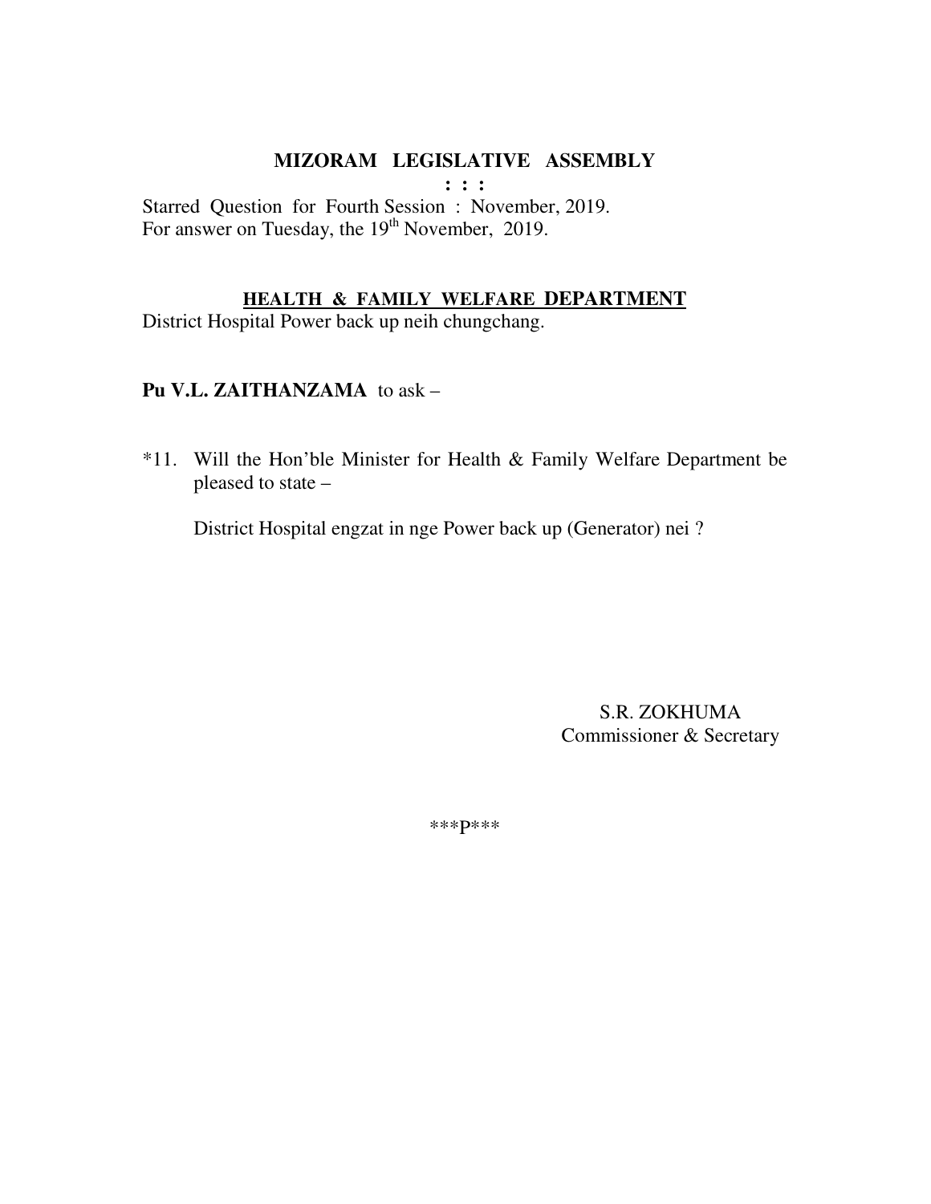# MIZORAM LEGISLATIVE ASSEMBLY

**: : :**

Starred Question for Fourth Session : November, 2019.
For answer on Tuesday, the 19th November, 2019.

## HEALTH & FAMILY WELFARE DEPARTMENT

District Hospital Power back up neih chungchang.

**Pu V.L. ZAITHANZAMA** to ask –

*11. Will the Hon'ble Minister for Health & Family Welfare Department be pleased to state –

District Hospital engzat in nge Power back up (Generator) nei ?

S.R. ZOKHUMA
Commissioner & Secretary

***P***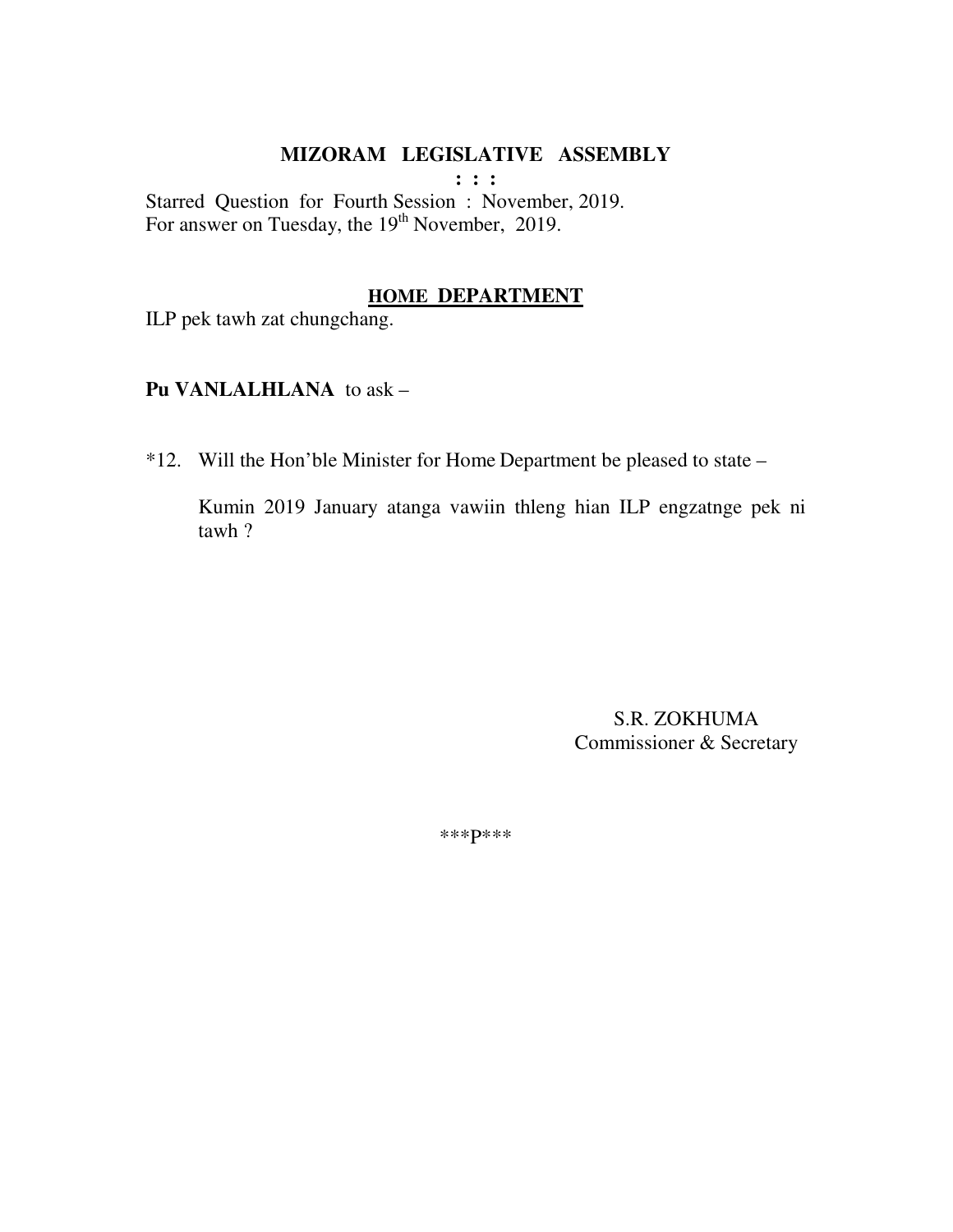**MIZORAM LEGISLATIVE ASSEMBLY**

**: : :**

Starred Question for Fourth Session : November, 2019.
For answer on Tuesday, the 19th November, 2019.

**HOME DEPARTMENT**

ILP pek tawh zat chungchang.

**Pu VANLALHLANA** to ask –

*12. Will the Hon'ble Minister for Home Department be pleased to state –

Kumin 2019 January atanga vawiin thleng hian ILP engzatnge pek ni tawh ?

S.R. ZOKHUMA
Commissioner & Secretary

***P***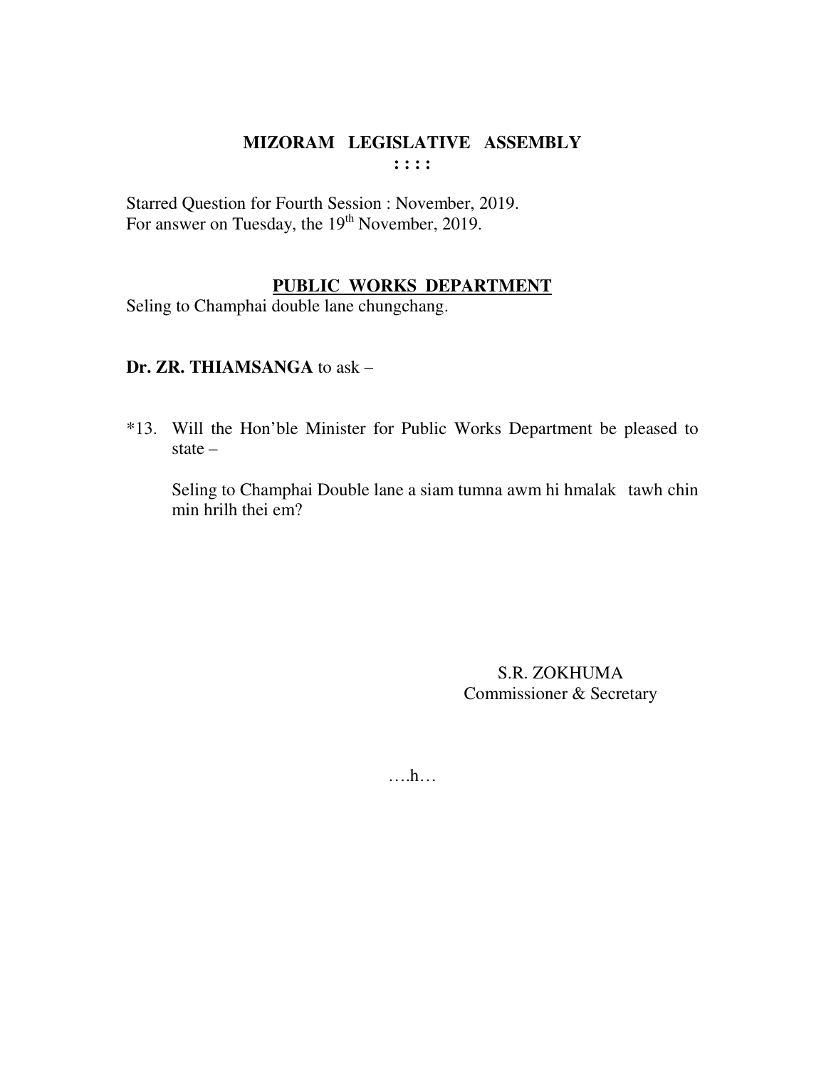# MIZORAM LEGISLATIVE ASSEMBLY

**: : : :**

Starred Question for Fourth Session : November, 2019.
For answer on Tuesday, the 19th November, 2019.

## PUBLIC WORKS DEPARTMENT

Seling to Champhai double lane chungchang.

**Dr. ZR. THIAMSANGA** to ask –

*13. Will the Hon'ble Minister for Public Works Department be pleased to state –

Seling to Champhai Double lane a siam tumna awm hi hmalak tawh chin min hrilh thei em?

S.R. ZOKHUMA
Commissioner & Secretary

….h…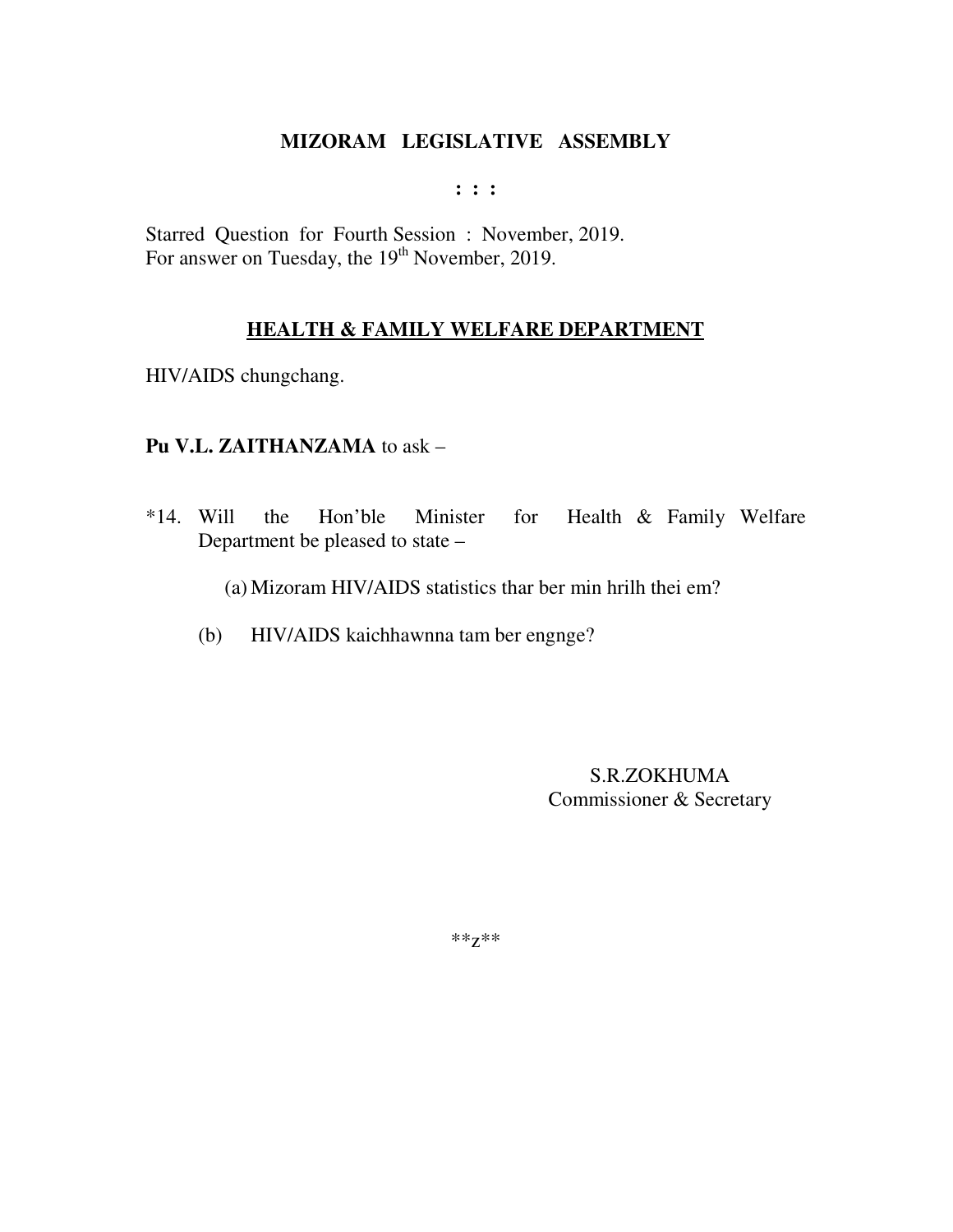# MIZORAM LEGISLATIVE ASSEMBLY

**: : :**

Starred Question for Fourth Session : November, 2019.
For answer on Tuesday, the 19th November, 2019.

## HEALTH & FAMILY WELFARE DEPARTMENT

HIV/AIDS chungchang.

**Pu V.L. ZAITHANZAMA** to ask –

*14. Will the Hon'ble Minister for Health & Family Welfare Department be pleased to state –

(a) Mizoram HIV/AIDS statistics thar ber min hrilh thei em?

(b) HIV/AIDS kaichhawnna tam ber engnge?

S.R.ZOKHUMA
Commissioner & Secretary

**z**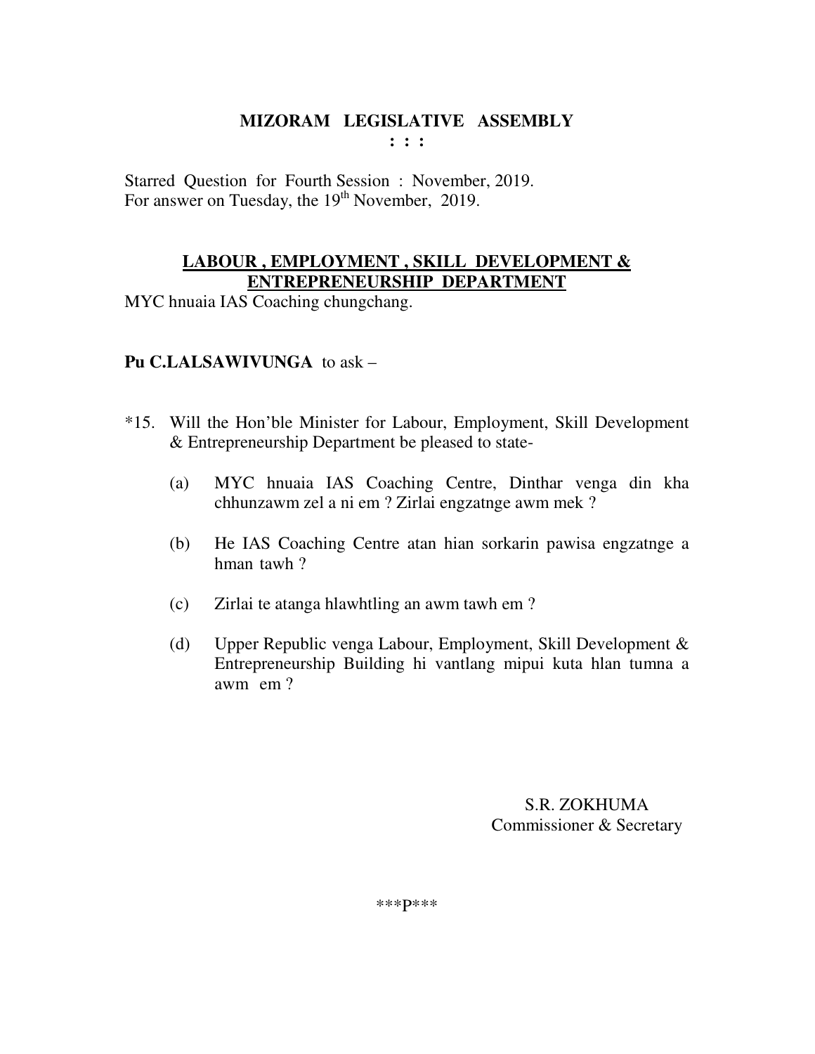# MIZORAM LEGISLATIVE ASSEMBLY

**: : :**

Starred Question for Fourth Session : November, 2019.
For answer on Tuesday, the 19th November, 2019.

## LABOUR , EMPLOYMENT , SKILL DEVELOPMENT & ENTREPRENEURSHIP DEPARTMENT

MYC hnuaia IAS Coaching chungchang.

**Pu C.LALSAWIVUNGA** to ask –

*15. Will the Hon'ble Minister for Labour, Employment, Skill Development & Entrepreneurship Department be pleased to state-

(a) MYC hnuaia IAS Coaching Centre, Dinthar venga din kha chhunzawm zel a ni em ? Zirlai engzatnge awm mek ?

(b) He IAS Coaching Centre atan hian sorkarin pawisa engzatnge a hman tawh ?

(c) Zirlai te atanga hlawhtling an awm tawh em ?

(d) Upper Republic venga Labour, Employment, Skill Development & Entrepreneurship Building hi vantlang mipui kuta hlan tumna a awm em ?

S.R. ZOKHUMA
Commissioner & Secretary

\*\*\*P\*\*\*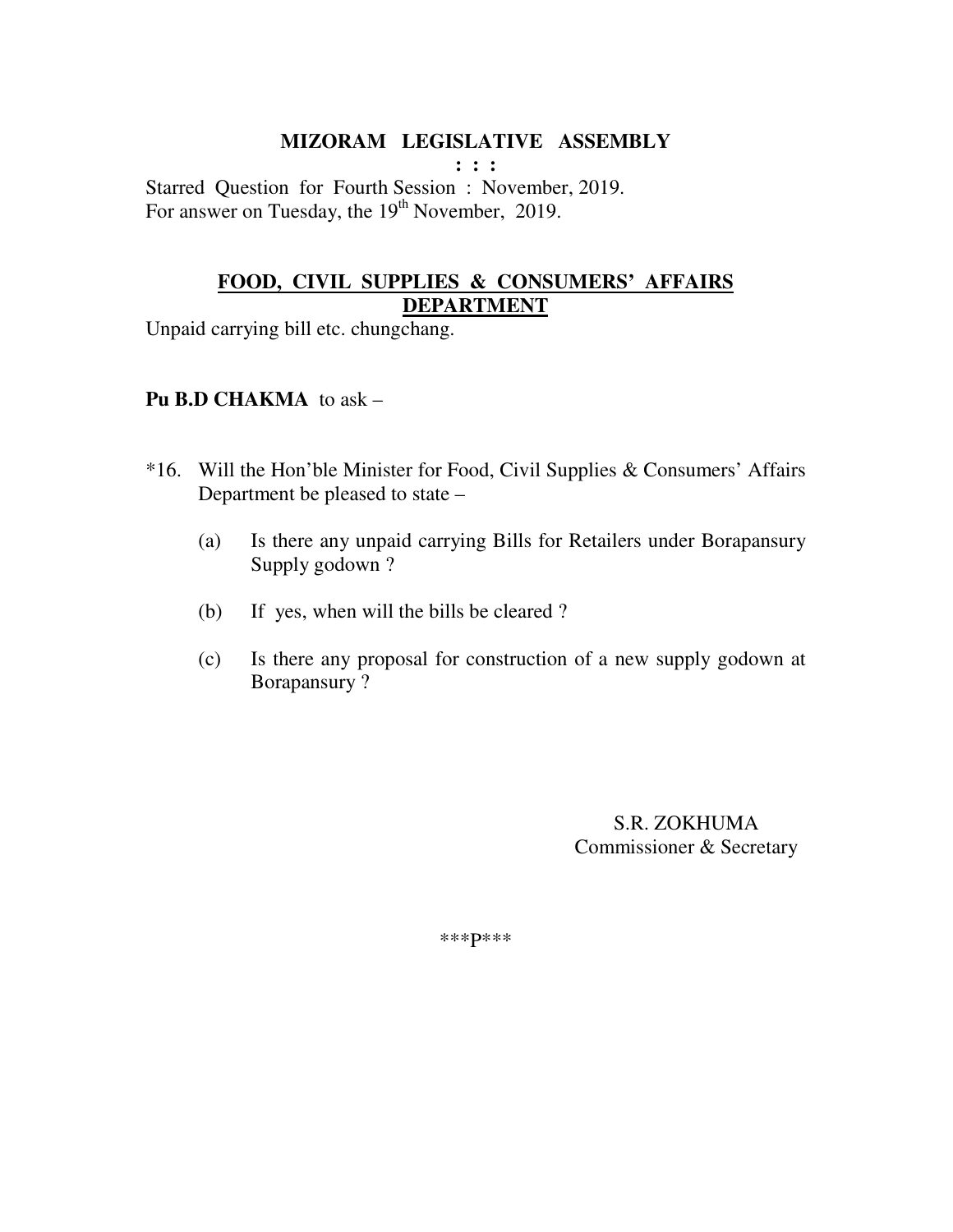# MIZORAM LEGISLATIVE ASSEMBLY

**: : :**

Starred Question for Fourth Session : November, 2019.
For answer on Tuesday, the 19th November, 2019.

## FOOD, CIVIL SUPPLIES & CONSUMERS' AFFAIRS DEPARTMENT

Unpaid carrying bill etc. chungchang.

**Pu B.D CHAKMA** to ask –

*16. Will the Hon'ble Minister for Food, Civil Supplies & Consumers' Affairs Department be pleased to state –

(a) Is there any unpaid carrying Bills for Retailers under Borapansury Supply godown ?

(b) If yes, when will the bills be cleared ?

(c) Is there any proposal for construction of a new supply godown at Borapansury ?

S.R. ZOKHUMA
Commissioner & Secretary

***P***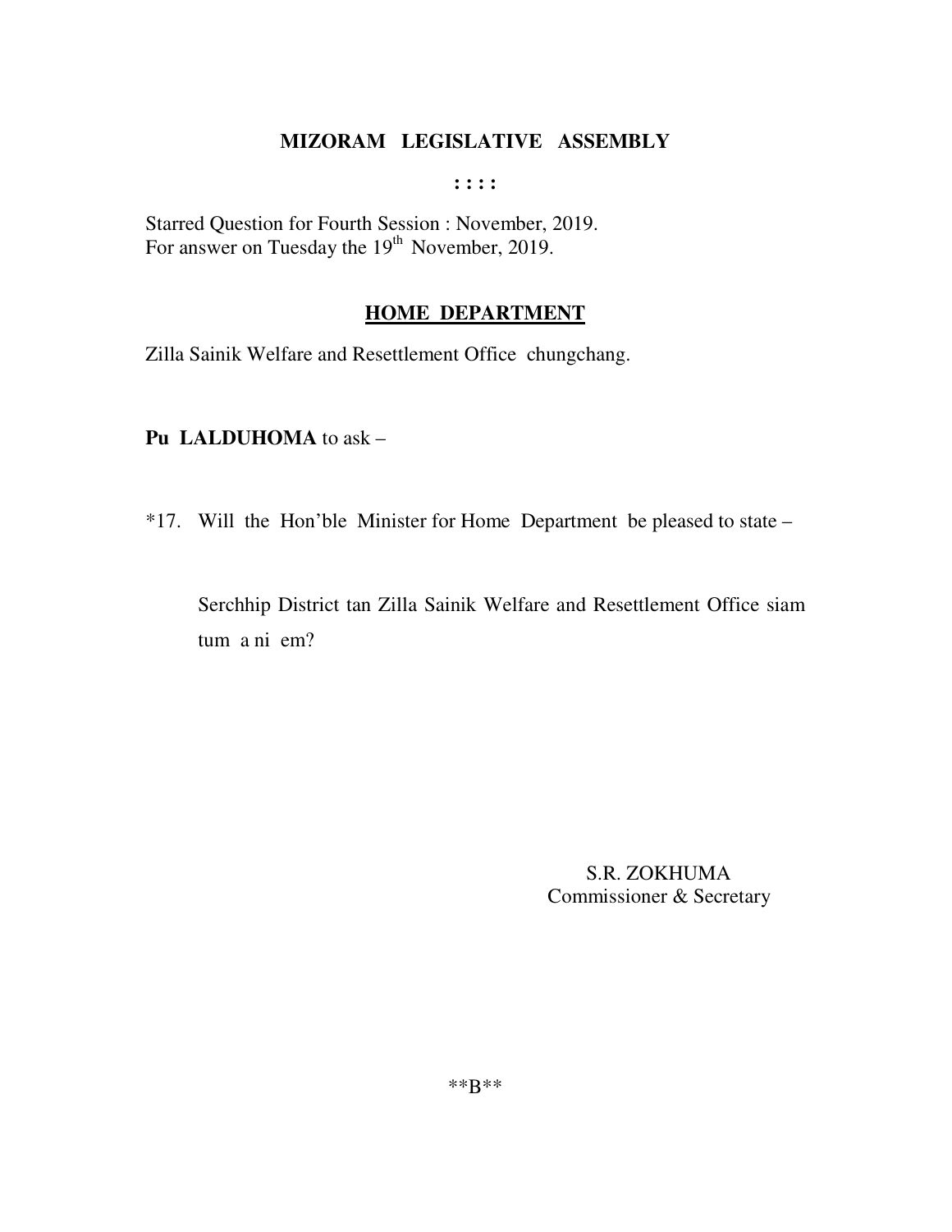# MIZORAM LEGISLATIVE ASSEMBLY

: : : :

Starred Question for Fourth Session : November, 2019.
For answer on Tuesday the 19th November, 2019.

## HOME DEPARTMENT

Zilla Sainik Welfare and Resettlement Office chungchang.

**Pu LALDUHOMA** to ask –

*17. Will the Hon'ble Minister for Home Department be pleased to state –

Serchhip District tan Zilla Sainik Welfare and Resettlement Office siam tum a ni em?

S.R. ZOKHUMA
Commissioner & Secretary

**B**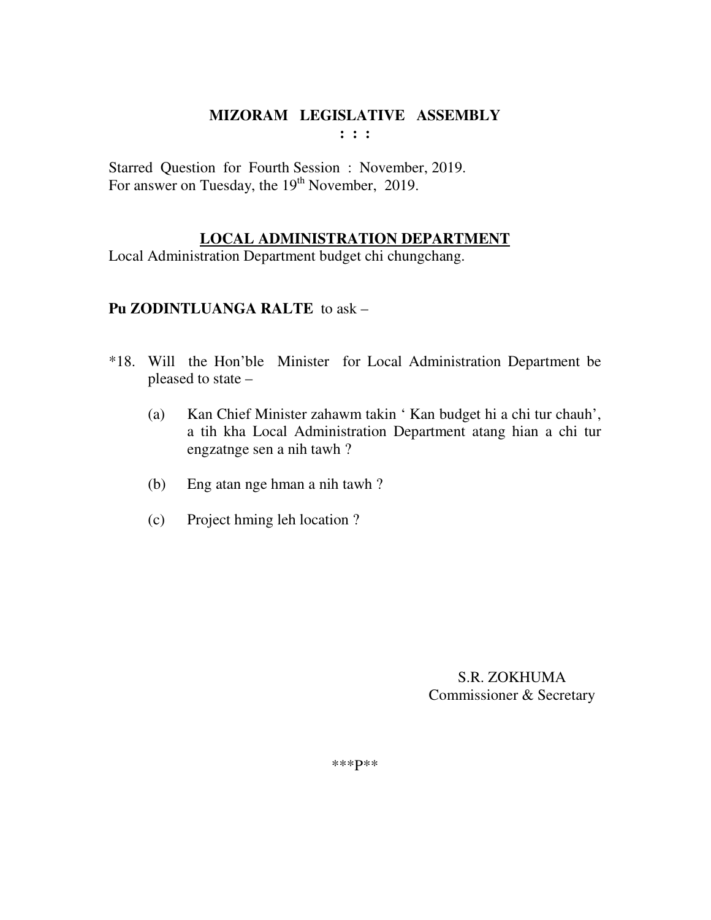# MIZORAM LEGISLATIVE ASSEMBLY

**: : :**

Starred Question for Fourth Session : November, 2019.
For answer on Tuesday, the 19th November, 2019.

## LOCAL ADMINISTRATION DEPARTMENT

Local Administration Department budget chi chungchang.

**Pu ZODINTLUANGA RALTE** to ask –

*18. Will the Hon'ble Minister for Local Administration Department be pleased to state –

(a) Kan Chief Minister zahawm takin ' Kan budget hi a chi tur chauh', a tih kha Local Administration Department atang hian a chi tur engzatnge sen a nih tawh ?

(b) Eng atan nge hman a nih tawh ?

(c) Project hming leh location ?

S.R. ZOKHUMA
Commissioner & Secretary

***P**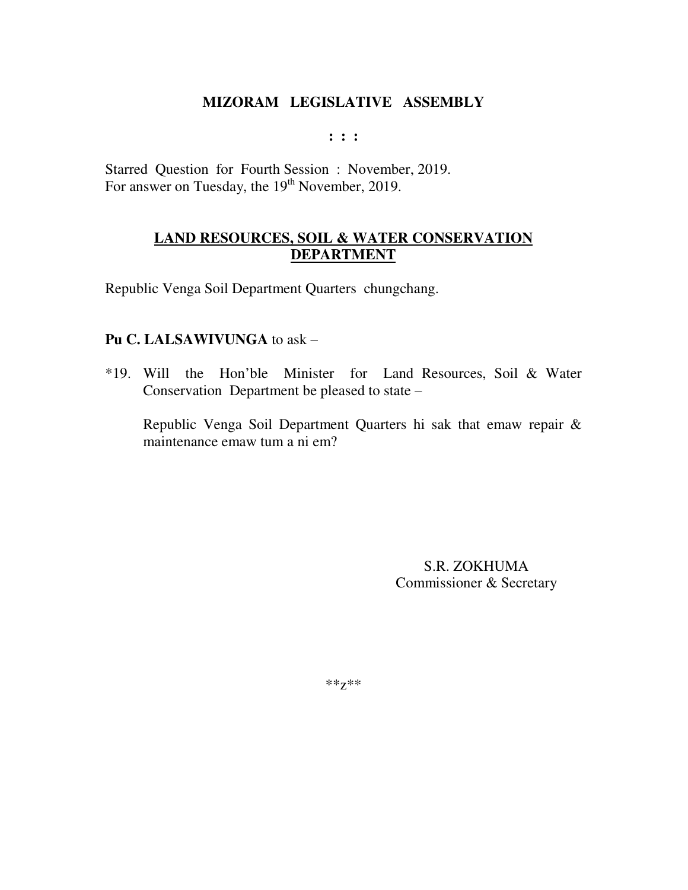# MIZORAM LEGISLATIVE ASSEMBLY

**: : :**

Starred Question for Fourth Session : November, 2019.
For answer on Tuesday, the 19th November, 2019.

## LAND RESOURCES, SOIL & WATER CONSERVATION DEPARTMENT

Republic Venga Soil Department Quarters chungchang.

**Pu C. LALSAWIVUNGA** to ask –

*19. Will the Hon'ble Minister for Land Resources, Soil & Water Conservation Department be pleased to state –

Republic Venga Soil Department Quarters hi sak that emaw repair & maintenance emaw tum a ni em?

S.R. ZOKHUMA
Commissioner & Secretary

**z**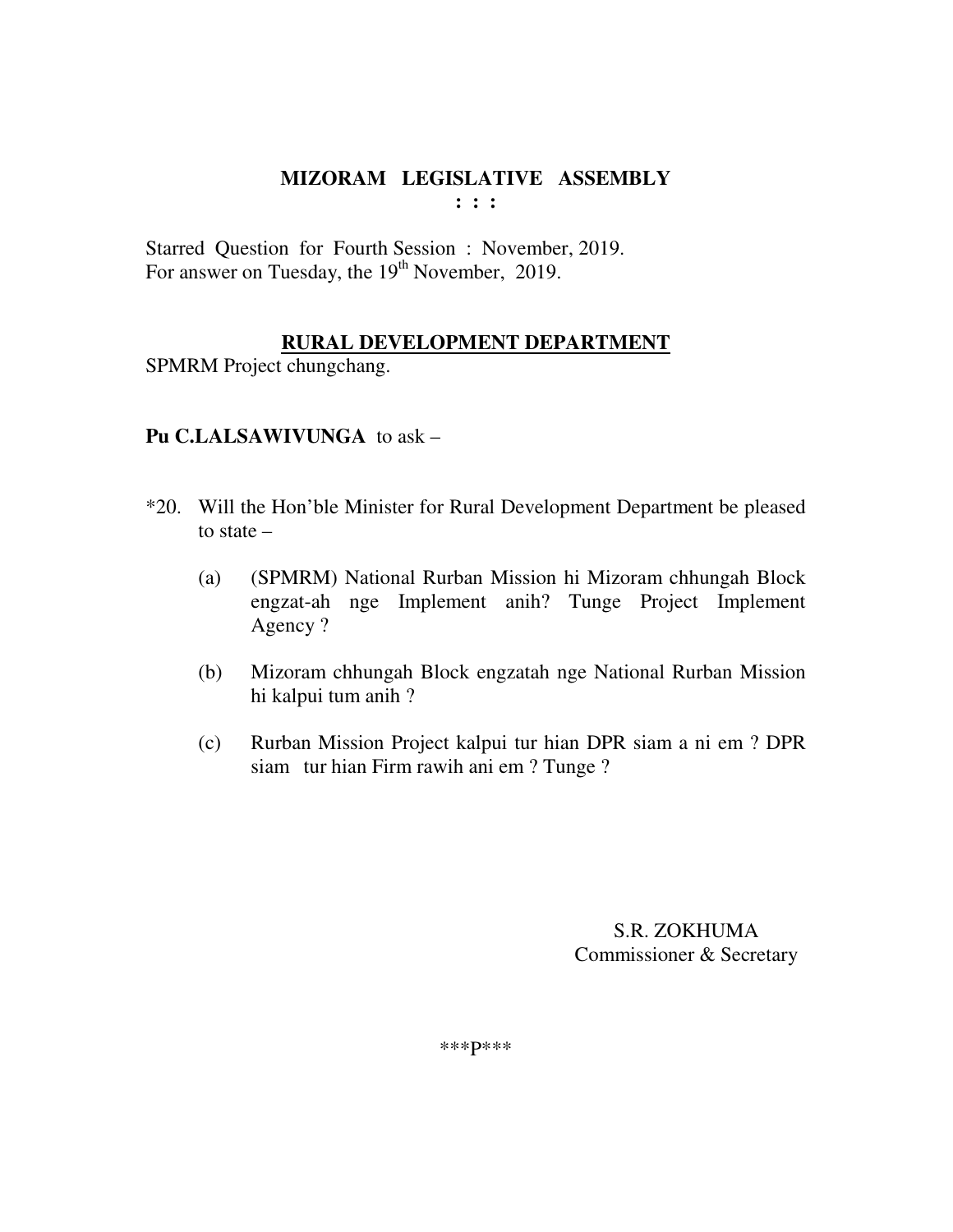# MIZORAM LEGISLATIVE ASSEMBLY

**: : :**

Starred Question for Fourth Session : November, 2019.
For answer on Tuesday, the 19th November, 2019.

## RURAL DEVELOPMENT DEPARTMENT

SPMRM Project chungchang.

**Pu C.LALSAWIVUNGA** to ask –

*20. Will the Hon'ble Minister for Rural Development Department be pleased to state –

(a) (SPMRM) National Rurban Mission hi Mizoram chhungah Block engzat-ah nge Implement anih? Tunge Project Implement Agency ?

(b) Mizoram chhungah Block engzatah nge National Rurban Mission hi kalpui tum anih ?

(c) Rurban Mission Project kalpui tur hian DPR siam a ni em ? DPR siam tur hian Firm rawih ani em ? Tunge ?

S.R. ZOKHUMA
Commissioner & Secretary

\*\*\*P\*\*\*